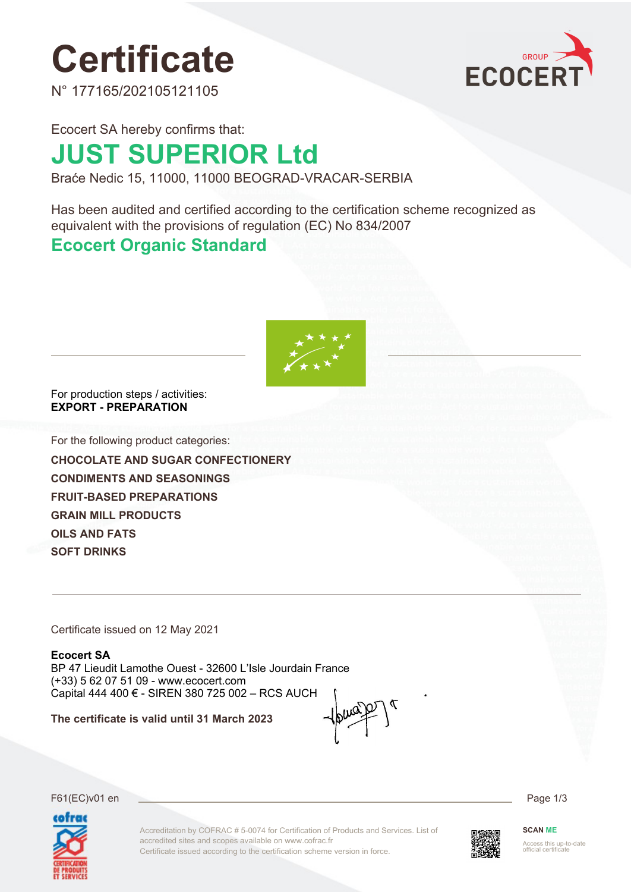# Certificate

N° 177165/202105121105

Ecocert SA hereby confirms that:

## JUST SUPERIOR Ltd

Braće Nedic 15, 11000, 11000 BEOGRAD-VRACAR-SERBIA

Has been audited and certified according to the certification scheme recognized as equivalent with the provisions of regulation (EC) No 834/2007

## Ecocert Organic Standard

For production steps / activities:
**EXPORT - PREPARATION**

For the following product categories:

**CHOCOLATE AND SUGAR CONFECTIONERY**
**CONDIMENTS AND SEASONINGS**
**FRUIT-BASED PREPARATIONS**
**GRAIN MILL PRODUCTS**
**OILS AND FATS**
**SOFT DRINKS**

Certificate issued on 12 May 2021

**Ecocert SA**
BP 47 Lieudit Lamothe Ouest - 32600 L'Isle Jourdain France
(+33) 5 62 07 51 09 - www.ecocert.com
Capital 444 400 € - SIREN 380 725 002 – RCS AUCH

**The certificate is valid until 31 March 2023**

F61(EC)v01 en

Accreditation by COFRAC # 5-0074 for Certification of Products and Services. List of accredited sites and scopes available on www.cofrac.fr
Certificate issued according to the certification scheme version in force.

**SCAN ME**
Access this up-to-date official certificate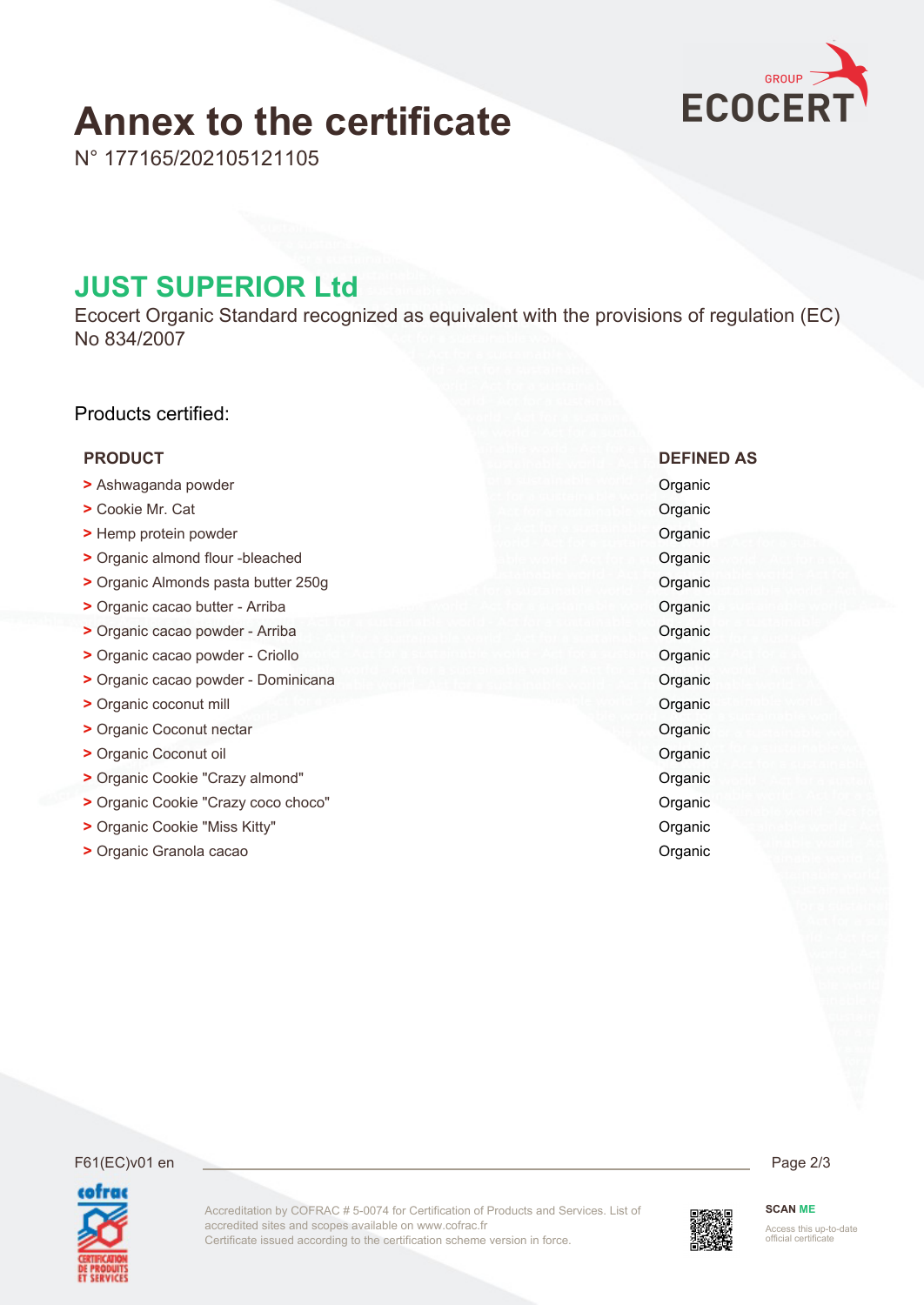# Annex to the certificate

N° 177165/202105121105

## JUST SUPERIOR Ltd

Ecocert Organic Standard recognized as equivalent with the provisions of regulation (EC) No 834/2007

Products certified:

| PRODUCT | DEFINED AS |
|---|---|
| > Ashwaganda powder | Organic |
| > Cookie Mr. Cat | Organic |
| > Hemp protein powder | Organic |
| > Organic almond flour -bleached | Organic |
| > Organic Almonds pasta butter 250g | Organic |
| > Organic cacao butter - Arriba | Organic |
| > Organic cacao powder - Arriba | Organic |
| > Organic cacao powder - Criollo | Organic |
| > Organic cacao powder - Dominicana | Organic |
| > Organic coconut mill | Organic |
| > Organic Coconut nectar | Organic |
| > Organic Coconut oil | Organic |
| > Organic Cookie "Crazy almond" | Organic |
| > Organic Cookie "Crazy coco choco" | Organic |
| > Organic Cookie "Miss Kitty" | Organic |
| > Organic Granola cacao | Organic |

F61(EC)v01 en

Accreditation by COFRAC # 5-0074 for Certification of Products and Services. List of accredited sites and scopes available on www.cofrac.fr
Certificate issued according to the certification scheme version in force.

SCAN ME

Access this up-to-date official certificate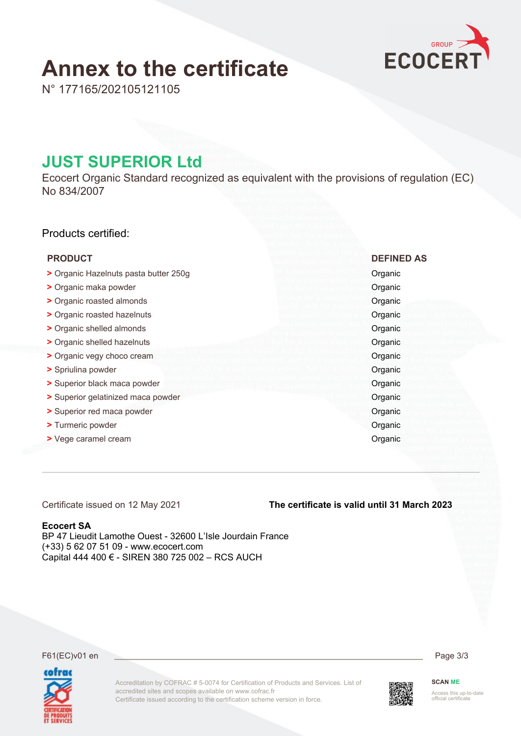# Annex to the certificate

N° 177165/202105121105

## JUST SUPERIOR Ltd

Ecocert Organic Standard recognized as equivalent with the provisions of regulation (EC) No 834/2007

Products certified:

| PRODUCT | DEFINED AS |
| --- | --- |
| > Organic Hazelnuts pasta butter 250g | Organic |
| > Organic maka powder | Organic |
| > Organic roasted almonds | Organic |
| > Organic roasted hazelnuts | Organic |
| > Organic shelled almonds | Organic |
| > Organic shelled hazelnuts | Organic |
| > Organic vegy choco cream | Organic |
| > Spriulina powder | Organic |
| > Superior black maca powder | Organic |
| > Superior gelatinized maca powder | Organic |
| > Superior red maca powder | Organic |
| > Turmeric powder | Organic |
| > Vege caramel cream | Organic |

Certificate issued on 12 May 2021

**The certificate is valid until 31 March 2023**

**Ecocert SA**
BP 47 Lieudit Lamothe Ouest - 32600 L'Isle Jourdain France
(+33) 5 62 07 51 09 - www.ecocert.com
Capital 444 400 € - SIREN 380 725 002 – RCS AUCH

F61(EC)v01 en

Accreditation by COFRAC # 5-0074 for Certification of Products and Services. List of accredited sites and scopes available on www.cofrac.fr
Certificate issued according to the certification scheme version in force.

SCAN ME
Access this up-to-date official certificate